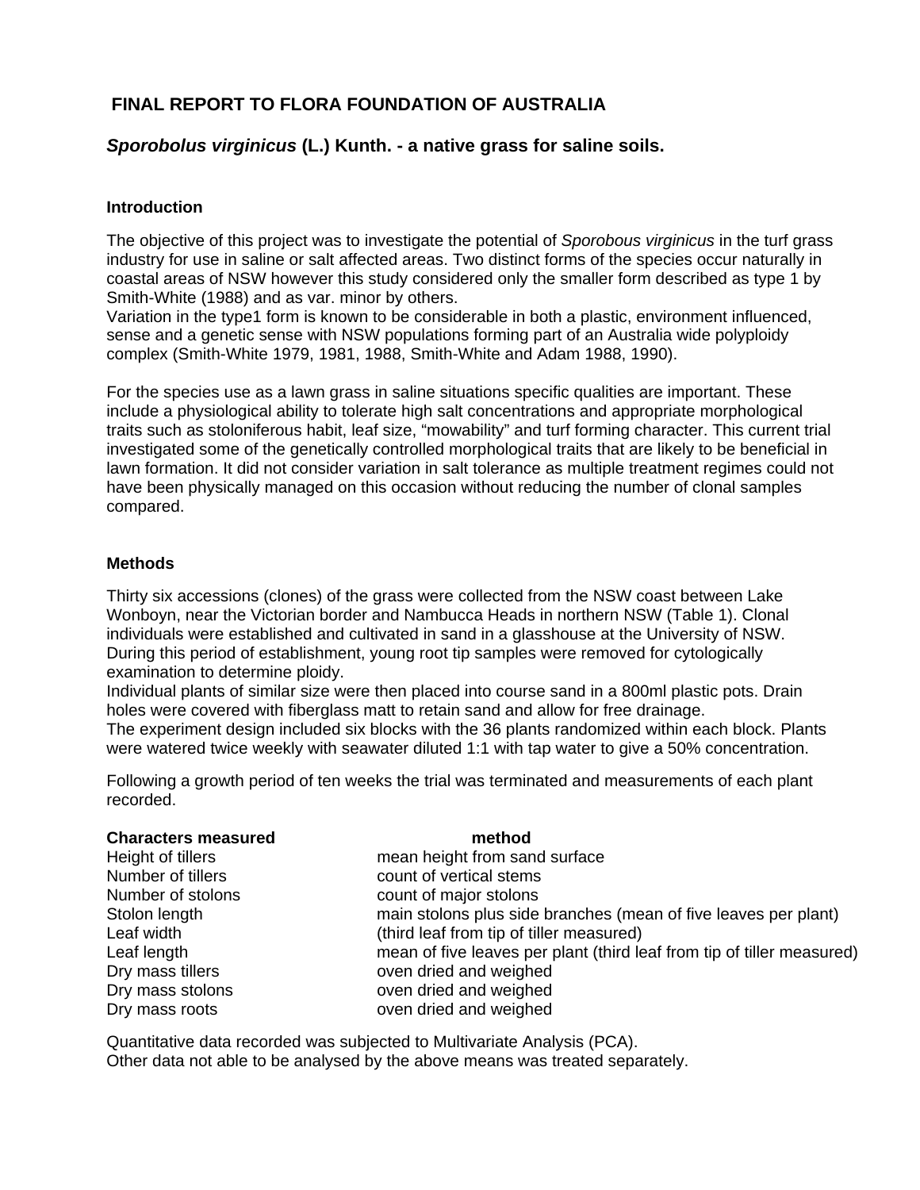# FINAL REPORT TO FLORA FOUNDATION OF AUSTRALIA

## *Sporobolus virginicus* (L.) Kunth. - a native grass for saline soils.

### Introduction

The objective of this project was to investigate the potential of *Sporobous virginicus* in the turf grass industry for use in saline or salt affected areas. Two distinct forms of the species occur naturally in coastal areas of NSW however this study considered only the smaller form described as type 1 by Smith-White (1988) and as var. minor by others.
Variation in the type1 form is known to be considerable in both a plastic, environment influenced, sense and a genetic sense with NSW populations forming part of an Australia wide polyploidy complex (Smith-White 1979, 1981, 1988, Smith-White and Adam 1988, 1990).

For the species use as a lawn grass in saline situations specific qualities are important. These include a physiological ability to tolerate high salt concentrations and appropriate morphological traits such as stoloniferous habit, leaf size, "mowability" and turf forming character. This current trial investigated some of the genetically controlled morphological traits that are likely to be beneficial in lawn formation. It did not consider variation in salt tolerance as multiple treatment regimes could not have been physically managed on this occasion without reducing the number of clonal samples compared.

### Methods

Thirty six accessions (clones) of the grass were collected from the NSW coast between Lake Wonboyn, near the Victorian border and Nambucca Heads in northern NSW (Table 1). Clonal individuals were established and cultivated in sand in a glasshouse at the University of NSW. During this period of establishment, young root tip samples were removed for cytologically examination to determine ploidy.
Individual plants of similar size were then placed into course sand in a 800ml plastic pots. Drain holes were covered with fiberglass matt to retain sand and allow for free drainage.
The experiment design included six blocks with the 36 plants randomized within each block. Plants were watered twice weekly with seawater diluted 1:1 with tap water to give a 50% concentration.

Following a growth period of ten weeks the trial was terminated and measurements of each plant recorded.

| Characters measured | method |
|---|---|
| Height of tillers | mean height from sand surface |
| Number of tillers | count of vertical stems |
| Number of stolons | count of major stolons |
| Stolon length | main stolons plus side branches (mean of five leaves per plant) |
| Leaf width | (third leaf from tip of tiller measured) |
| Leaf length | mean of five leaves per plant (third leaf from tip of tiller measured) |
| Dry mass tillers | oven dried and weighed |
| Dry mass stolons | oven dried and weighed |
| Dry mass roots | oven dried and weighed |

Quantitative data recorded was subjected to Multivariate Analysis (PCA).
Other data not able to be analysed by the above means was treated separately.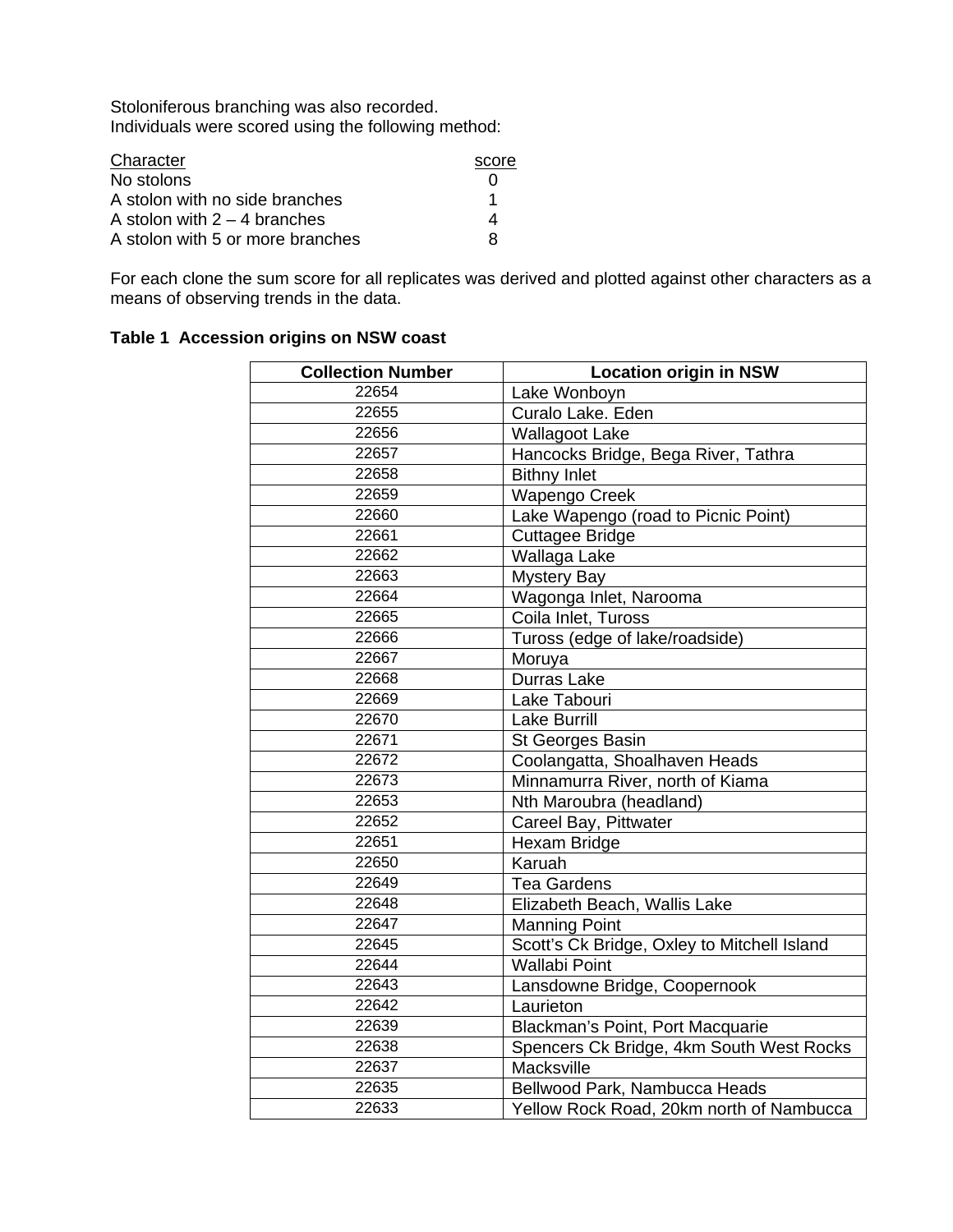Stoloniferous branching was also recorded.
Individuals were scored using the following method:

| Character | score |
| --- | --- |
| No stolons | 0 |
| A stolon with no side branches | 1 |
| A stolon with 2 – 4 branches | 4 |
| A stolon with 5 or more branches | 8 |

For each clone the sum score for all replicates was derived and plotted against other characters as a means of observing trends in the data.

**Table 1 Accession origins on NSW coast**

| Collection Number | Location origin in NSW |
| --- | --- |
| 22654 | Lake Wonboyn |
| 22655 | Curalo Lake. Eden |
| 22656 | Wallagoot Lake |
| 22657 | Hancocks Bridge, Bega River, Tathra |
| 22658 | Bithny Inlet |
| 22659 | Wapengo Creek |
| 22660 | Lake Wapengo (road to Picnic Point) |
| 22661 | Cuttagee Bridge |
| 22662 | Wallaga Lake |
| 22663 | Mystery Bay |
| 22664 | Wagonga Inlet, Narooma |
| 22665 | Coila Inlet, Tuross |
| 22666 | Tuross (edge of lake/roadside) |
| 22667 | Moruya |
| 22668 | Durras Lake |
| 22669 | Lake Tabouri |
| 22670 | Lake Burrill |
| 22671 | St Georges Basin |
| 22672 | Coolangatta, Shoalhaven Heads |
| 22673 | Minnamurra River, north of Kiama |
| 22653 | Nth Maroubra (headland) |
| 22652 | Careel Bay, Pittwater |
| 22651 | Hexam Bridge |
| 22650 | Karuah |
| 22649 | Tea Gardens |
| 22648 | Elizabeth Beach, Wallis Lake |
| 22647 | Manning Point |
| 22645 | Scott's Ck Bridge, Oxley to Mitchell Island |
| 22644 | Wallabi Point |
| 22643 | Lansdowne Bridge, Coopernook |
| 22642 | Laurieton |
| 22639 | Blackman's Point, Port Macquarie |
| 22638 | Spencers Ck Bridge, 4km South West Rocks |
| 22637 | Macksville |
| 22635 | Bellwood Park, Nambucca Heads |
| 22633 | Yellow Rock Road, 20km north of Nambucca |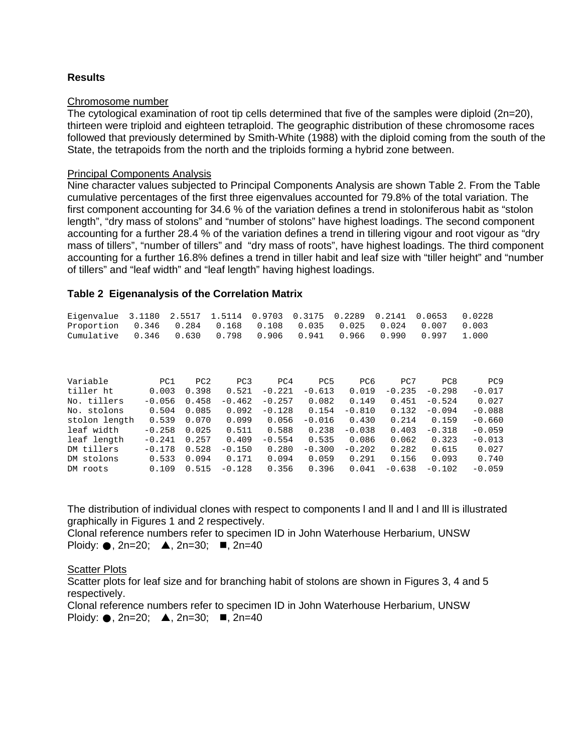## Results

### Chromosome number

The cytological examination of root tip cells determined that five of the samples were diploid (2n=20), thirteen were triploid and eighteen tetraploid. The geographic distribution of these chromosome races followed that previously determined by Smith-White (1988) with the diploid coming from the south of the State, the tetrapoids from the north and the triploids forming a hybrid zone between.

### Principal Components Analysis

Nine character values subjected to Principal Components Analysis are shown Table 2. From the Table cumulative percentages of the first three eigenvalues accounted for 79.8% of the total variation. The first component accounting for 34.6 % of the variation defines a trend in stoloniferous habit as "stolon length", "dry mass of stolons" and "number of stolons" have highest loadings. The second component accounting for a further 28.4 % of the variation defines a trend in tillering vigour and root vigour as "dry mass of tillers", "number of tillers" and "dry mass of roots", have highest loadings. The third component accounting for a further 16.8% defines a trend in tiller habit and leaf size with "tiller height" and "number of tillers" and "leaf width" and "leaf length" having highest loadings.

**Table 2 Eigenanalysis of the Correlation Matrix**

| | | | | | | | | | |
|---|---|---|---|---|---|---|---|---|---|
| Eigenvalue | 3.1180 | 2.5517 | 1.5114 | 0.9703 | 0.3175 | 0.2289 | 0.2141 | 0.0653 | 0.0228 |
| Proportion | 0.346 | 0.284 | 0.168 | 0.108 | 0.035 | 0.025 | 0.024 | 0.007 | 0.003 |
| Cumulative | 0.346 | 0.630 | 0.798 | 0.906 | 0.941 | 0.966 | 0.990 | 0.997 | 1.000 |

| Variable | PC1 | PC2 | PC3 | PC4 | PC5 | PC6 | PC7 | PC8 | PC9 |
|---|---|---|---|---|---|---|---|---|---|
| tiller ht | 0.003 | 0.398 | 0.521 | -0.221 | -0.613 | 0.019 | -0.235 | -0.298 | -0.017 |
| No. tillers | -0.056 | 0.458 | -0.462 | -0.257 | 0.082 | 0.149 | 0.451 | -0.524 | 0.027 |
| No. stolons | 0.504 | 0.085 | 0.092 | -0.128 | 0.154 | -0.810 | 0.132 | -0.094 | -0.088 |
| stolon length | 0.539 | 0.070 | 0.099 | 0.056 | -0.016 | 0.430 | 0.214 | 0.159 | -0.660 |
| leaf width | -0.258 | 0.025 | 0.511 | 0.588 | 0.238 | -0.038 | 0.403 | -0.318 | -0.059 |
| leaf length | -0.241 | 0.257 | 0.409 | -0.554 | 0.535 | 0.086 | 0.062 | 0.323 | -0.013 |
| DM tillers | -0.178 | 0.528 | -0.150 | 0.280 | -0.300 | -0.202 | 0.282 | 0.615 | 0.027 |
| DM stolons | 0.533 | 0.094 | 0.171 | 0.094 | 0.059 | 0.291 | 0.156 | 0.093 | 0.740 |
| DM roots | 0.109 | 0.515 | -0.128 | 0.356 | 0.396 | 0.041 | -0.638 | -0.102 | -0.059 |

The distribution of individual clones with respect to components I and II and I and III is illustrated graphically in Figures 1 and 2 respectively.
Clonal reference numbers refer to specimen ID in John Waterhouse Herbarium, UNSW
Ploidy: ●, 2n=20; ▲, 2n=30; ■, 2n=40

### Scatter Plots

Scatter plots for leaf size and for branching habit of stolons are shown in Figures 3, 4 and 5 respectively.
Clonal reference numbers refer to specimen ID in John Waterhouse Herbarium, UNSW
Ploidy: ●, 2n=20; ▲, 2n=30; ■, 2n=40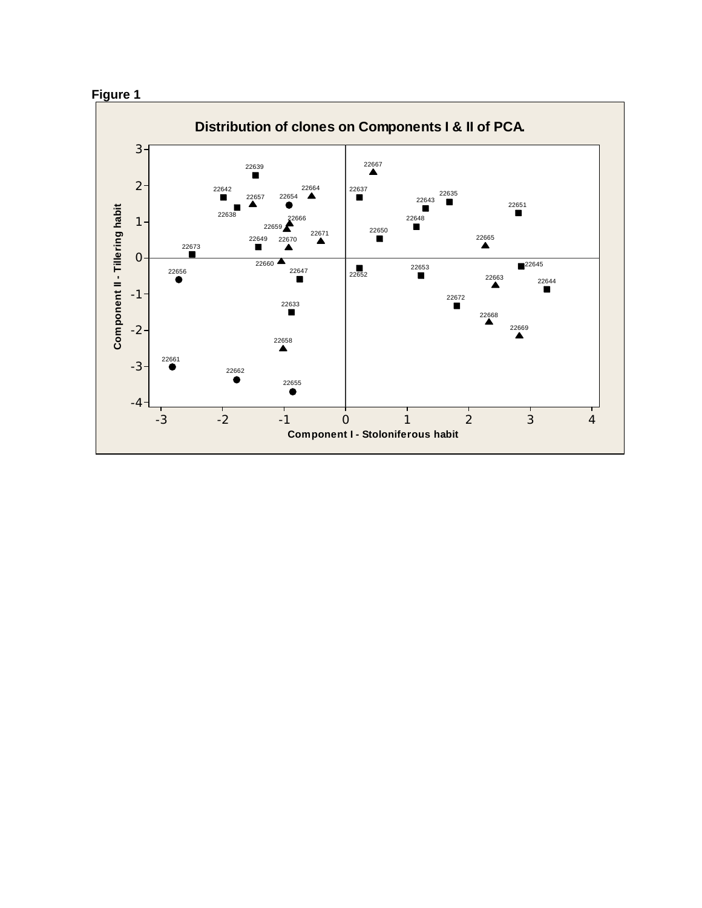**Figure 1**

Distribution of clones on Components I & II of PCA.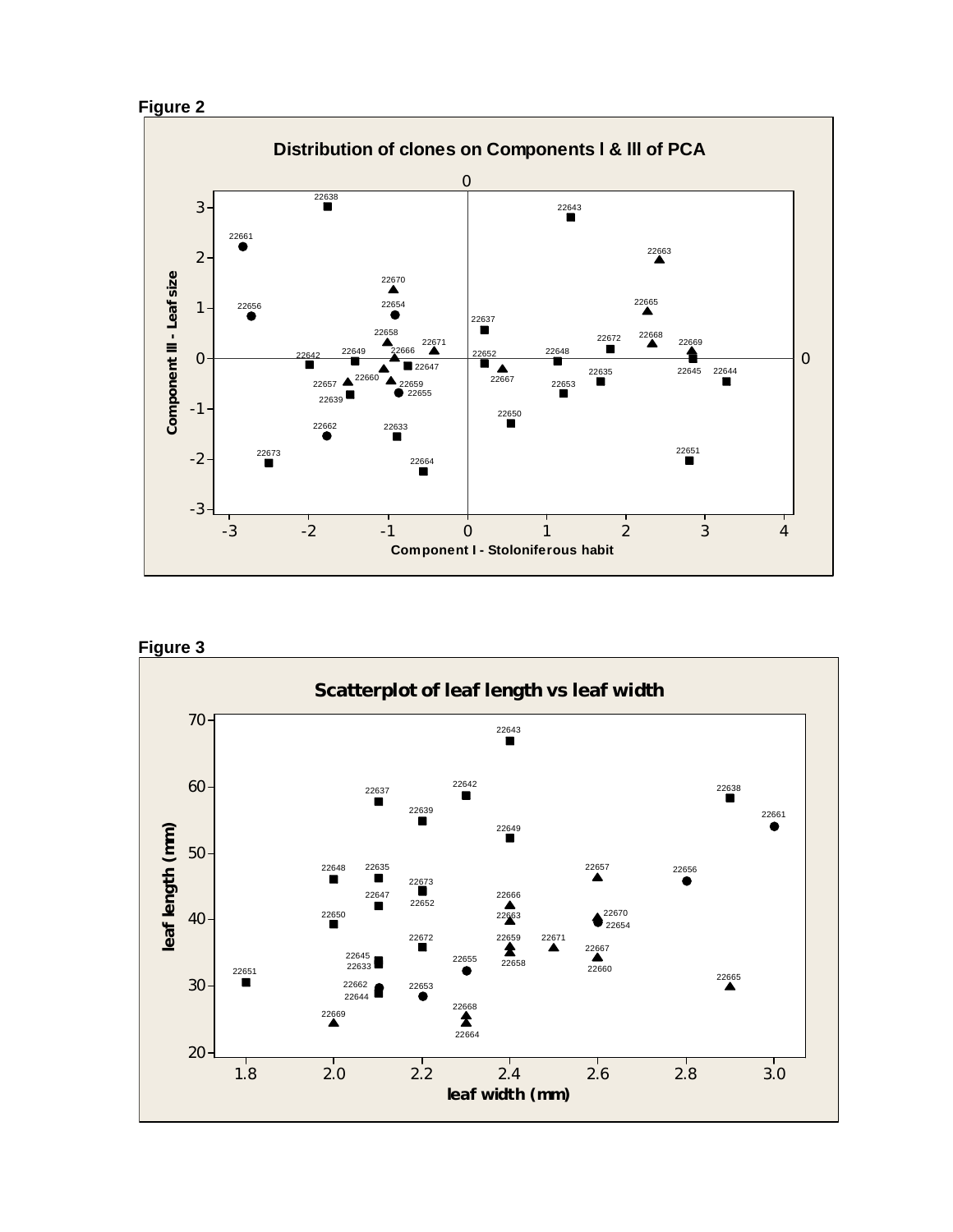**Figure 2**

**Figure 3**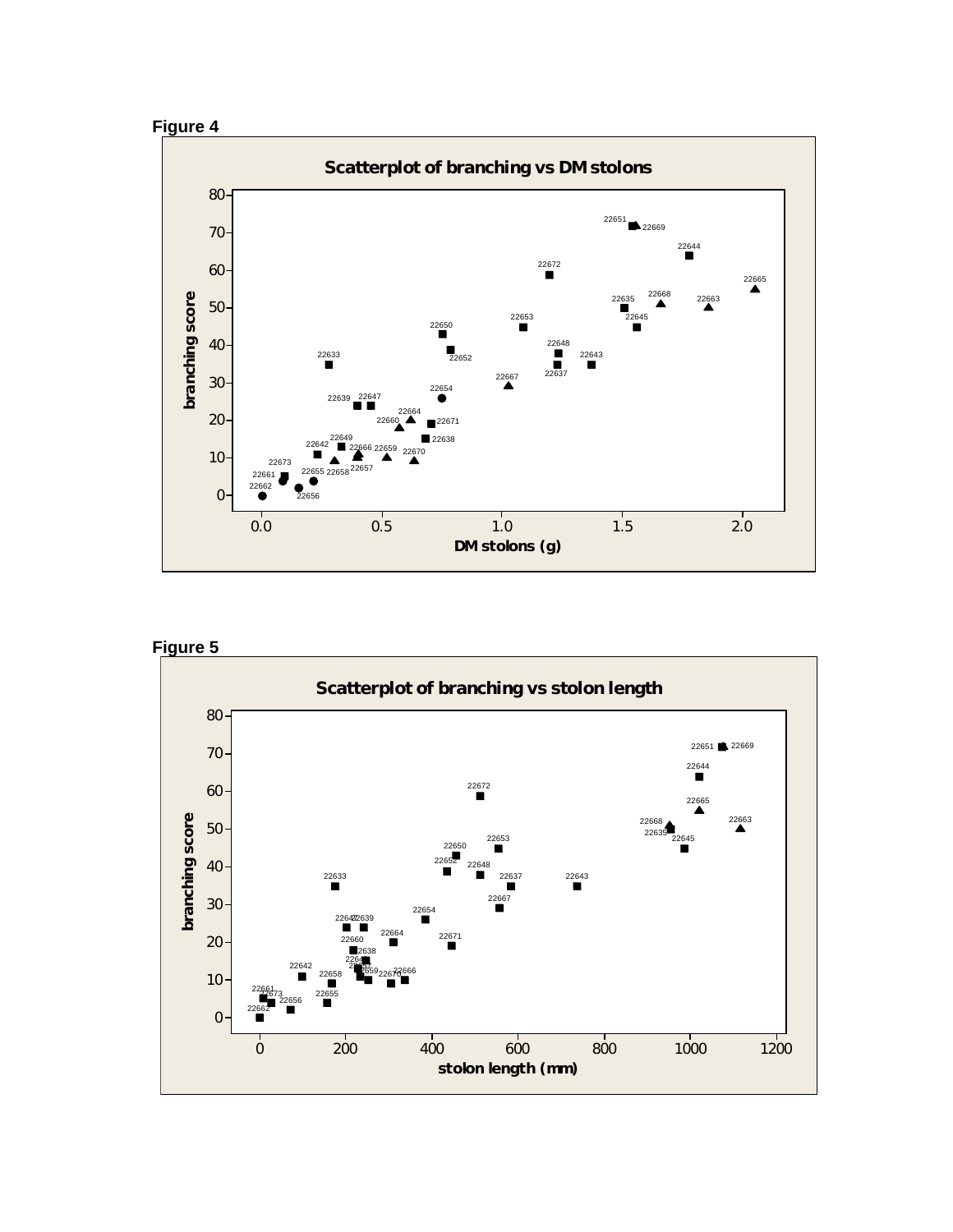**Figure 4**

**Figure 5**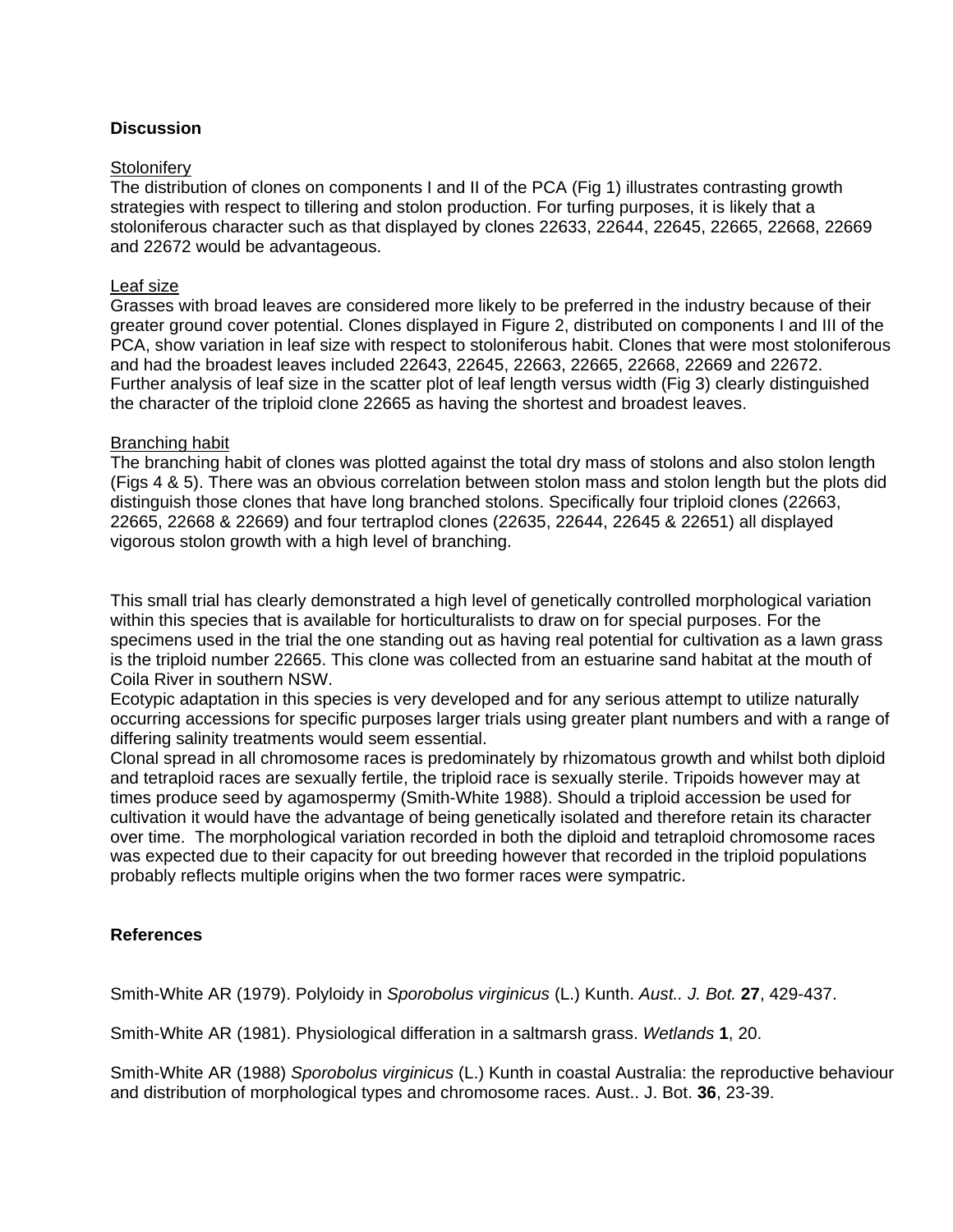## Discussion

Stolonifery

The distribution of clones on components I and II of the PCA (Fig 1) illustrates contrasting growth strategies with respect to tillering and stolon production. For turfing purposes, it is likely that a stoloniferous character such as that displayed by clones 22633, 22644, 22645, 22665, 22668, 22669 and 22672 would be advantageous.

Leaf size

Grasses with broad leaves are considered more likely to be preferred in the industry because of their greater ground cover potential. Clones displayed in Figure 2, distributed on components I and III of the PCA, show variation in leaf size with respect to stoloniferous habit. Clones that were most stoloniferous and had the broadest leaves included 22643, 22645, 22663, 22665, 22668, 22669 and 22672. Further analysis of leaf size in the scatter plot of leaf length versus width (Fig 3) clearly distinguished the character of the triploid clone 22665 as having the shortest and broadest leaves.

Branching habit

The branching habit of clones was plotted against the total dry mass of stolons and also stolon length (Figs 4 & 5). There was an obvious correlation between stolon mass and stolon length but the plots did distinguish those clones that have long branched stolons. Specifically four triploid clones (22663, 22665, 22668 & 22669) and four tertraplod clones (22635, 22644, 22645 & 22651) all displayed vigorous stolon growth with a high level of branching.

This small trial has clearly demonstrated a high level of genetically controlled morphological variation within this species that is available for horticulturalists to draw on for special purposes. For the specimens used in the trial the one standing out as having real potential for cultivation as a lawn grass is the triploid number 22665. This clone was collected from an estuarine sand habitat at the mouth of Coila River in southern NSW.

Ecotypic adaptation in this species is very developed and for any serious attempt to utilize naturally occurring accessions for specific purposes larger trials using greater plant numbers and with a range of differing salinity treatments would seem essential.

Clonal spread in all chromosome races is predominately by rhizomatous growth and whilst both diploid and tetraploid races are sexually fertile, the triploid race is sexually sterile. Tripoids however may at times produce seed by agamospermy (Smith-White 1988). Should a triploid accession be used for cultivation it would have the advantage of being genetically isolated and therefore retain its character over time. The morphological variation recorded in both the diploid and tetraploid chromosome races was expected due to their capacity for out breeding however that recorded in the triploid populations probably reflects multiple origins when the two former races were sympatric.

## References

Smith-White AR (1979). Polyloidy in *Sporobolus virginicus* (L.) Kunth. *Aust.. J. Bot.* **27**, 429-437.

Smith-White AR (1981). Physiological differation in a saltmarsh grass. *Wetlands* **1**, 20.

Smith-White AR (1988) *Sporobolus virginicus* (L.) Kunth in coastal Australia: the reproductive behaviour and distribution of morphological types and chromosome races. Aust.. J. Bot. **36**, 23-39.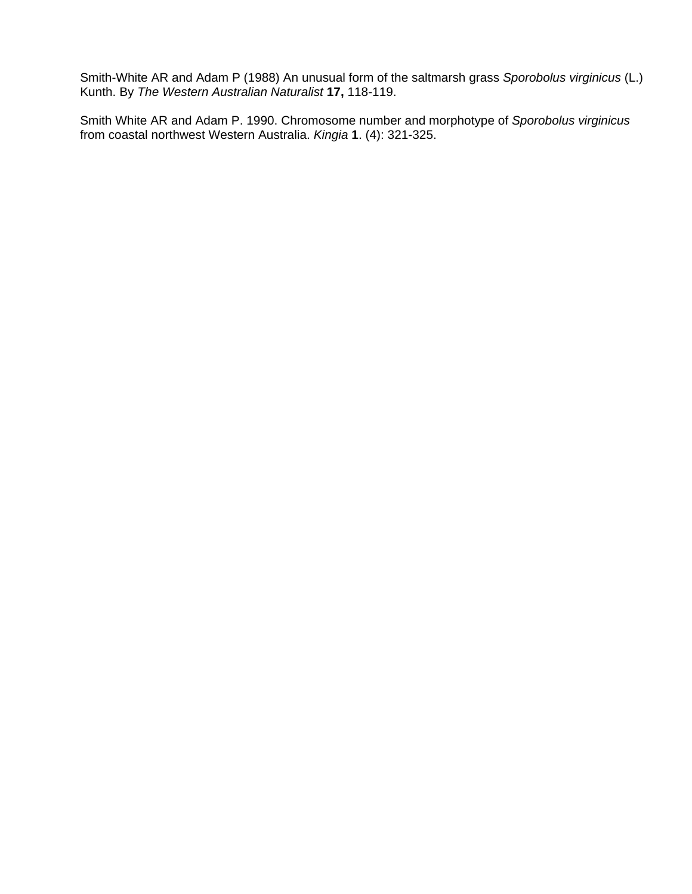Smith-White AR and Adam P (1988) An unusual form of the saltmarsh grass *Sporobolus virginicus* (L.) Kunth. By *The Western Australian Naturalist* **17,** 118-119.

Smith White AR and Adam P. 1990. Chromosome number and morphotype of *Sporobolus virginicus* from coastal northwest Western Australia. *Kingia* **1**. (4): 321-325.